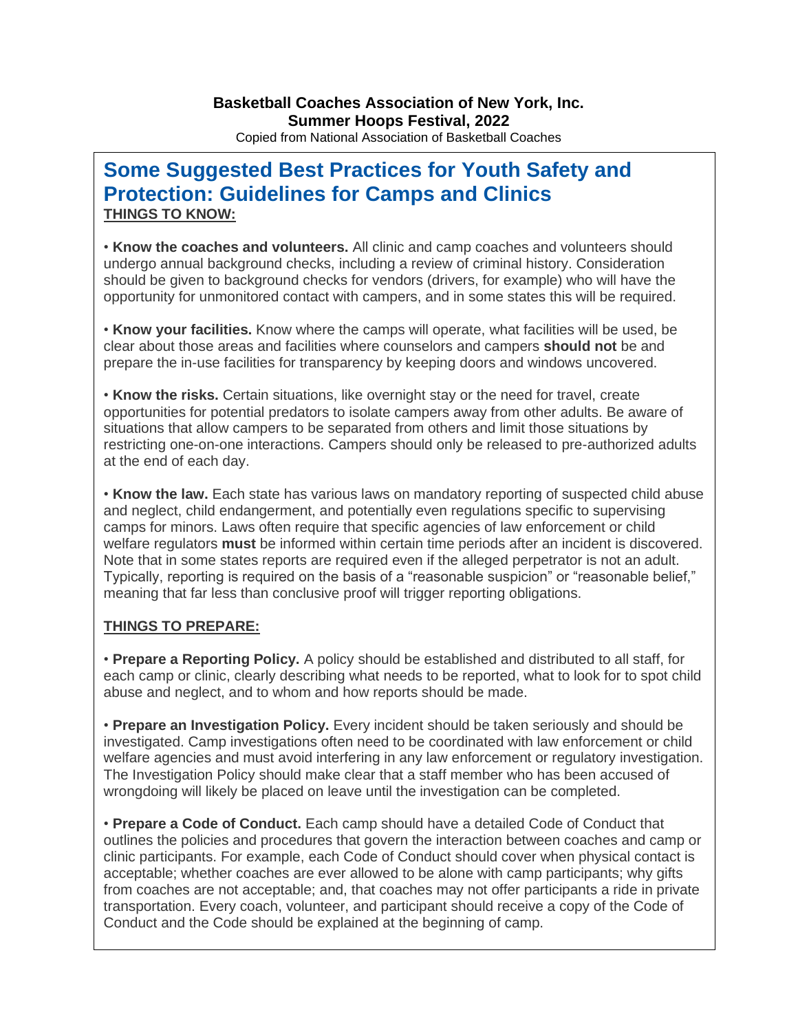**Basketball Coaches Association of New York, Inc.**
**Summer Hoops Festival, 2022**
Copied from National Association of Basketball Coaches

# Some Suggested Best Practices for Youth Safety and Protection: Guidelines for Camps and Clinics

**THINGS TO KNOW:**

• **Know the coaches and volunteers.** All clinic and camp coaches and volunteers should undergo annual background checks, including a review of criminal history. Consideration should be given to background checks for vendors (drivers, for example) who will have the opportunity for unmonitored contact with campers, and in some states this will be required.

• **Know your facilities.** Know where the camps will operate, what facilities will be used, be clear about those areas and facilities where counselors and campers **should not** be and prepare the in-use facilities for transparency by keeping doors and windows uncovered.

• **Know the risks.** Certain situations, like overnight stay or the need for travel, create opportunities for potential predators to isolate campers away from other adults. Be aware of situations that allow campers to be separated from others and limit those situations by restricting one-on-one interactions. Campers should only be released to pre-authorized adults at the end of each day.

• **Know the law.** Each state has various laws on mandatory reporting of suspected child abuse and neglect, child endangerment, and potentially even regulations specific to supervising camps for minors. Laws often require that specific agencies of law enforcement or child welfare regulators **must** be informed within certain time periods after an incident is discovered. Note that in some states reports are required even if the alleged perpetrator is not an adult. Typically, reporting is required on the basis of a "reasonable suspicion" or "reasonable belief," meaning that far less than conclusive proof will trigger reporting obligations.

**THINGS TO PREPARE:**

• **Prepare a Reporting Policy.** A policy should be established and distributed to all staff, for each camp or clinic, clearly describing what needs to be reported, what to look for to spot child abuse and neglect, and to whom and how reports should be made.

• **Prepare an Investigation Policy.** Every incident should be taken seriously and should be investigated. Camp investigations often need to be coordinated with law enforcement or child welfare agencies and must avoid interfering in any law enforcement or regulatory investigation. The Investigation Policy should make clear that a staff member who has been accused of wrongdoing will likely be placed on leave until the investigation can be completed.

• **Prepare a Code of Conduct.** Each camp should have a detailed Code of Conduct that outlines the policies and procedures that govern the interaction between coaches and camp or clinic participants. For example, each Code of Conduct should cover when physical contact is acceptable; whether coaches are ever allowed to be alone with camp participants; why gifts from coaches are not acceptable; and, that coaches may not offer participants a ride in private transportation. Every coach, volunteer, and participant should receive a copy of the Code of Conduct and the Code should be explained at the beginning of camp.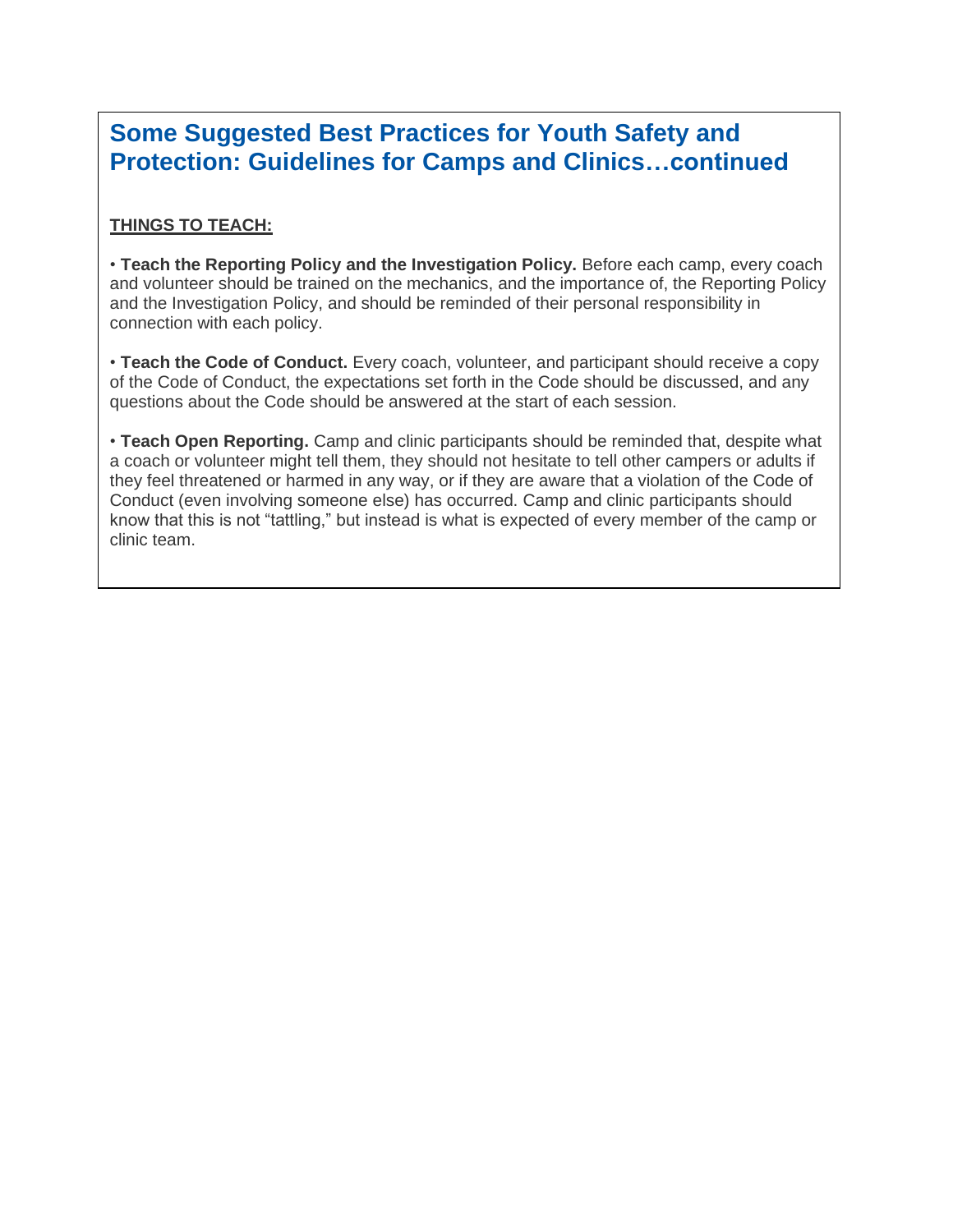## Some Suggested Best Practices for Youth Safety and Protection: Guidelines for Camps and Clinics…continued

**THINGS TO TEACH:**

- **Teach the Reporting Policy and the Investigation Policy.** Before each camp, every coach and volunteer should be trained on the mechanics, and the importance of, the Reporting Policy and the Investigation Policy, and should be reminded of their personal responsibility in connection with each policy.

- **Teach the Code of Conduct.** Every coach, volunteer, and participant should receive a copy of the Code of Conduct, the expectations set forth in the Code should be discussed, and any questions about the Code should be answered at the start of each session.

- **Teach Open Reporting.** Camp and clinic participants should be reminded that, despite what a coach or volunteer might tell them, they should not hesitate to tell other campers or adults if they feel threatened or harmed in any way, or if they are aware that a violation of the Code of Conduct (even involving someone else) has occurred. Camp and clinic participants should know that this is not "tattling," but instead is what is expected of every member of the camp or clinic team.